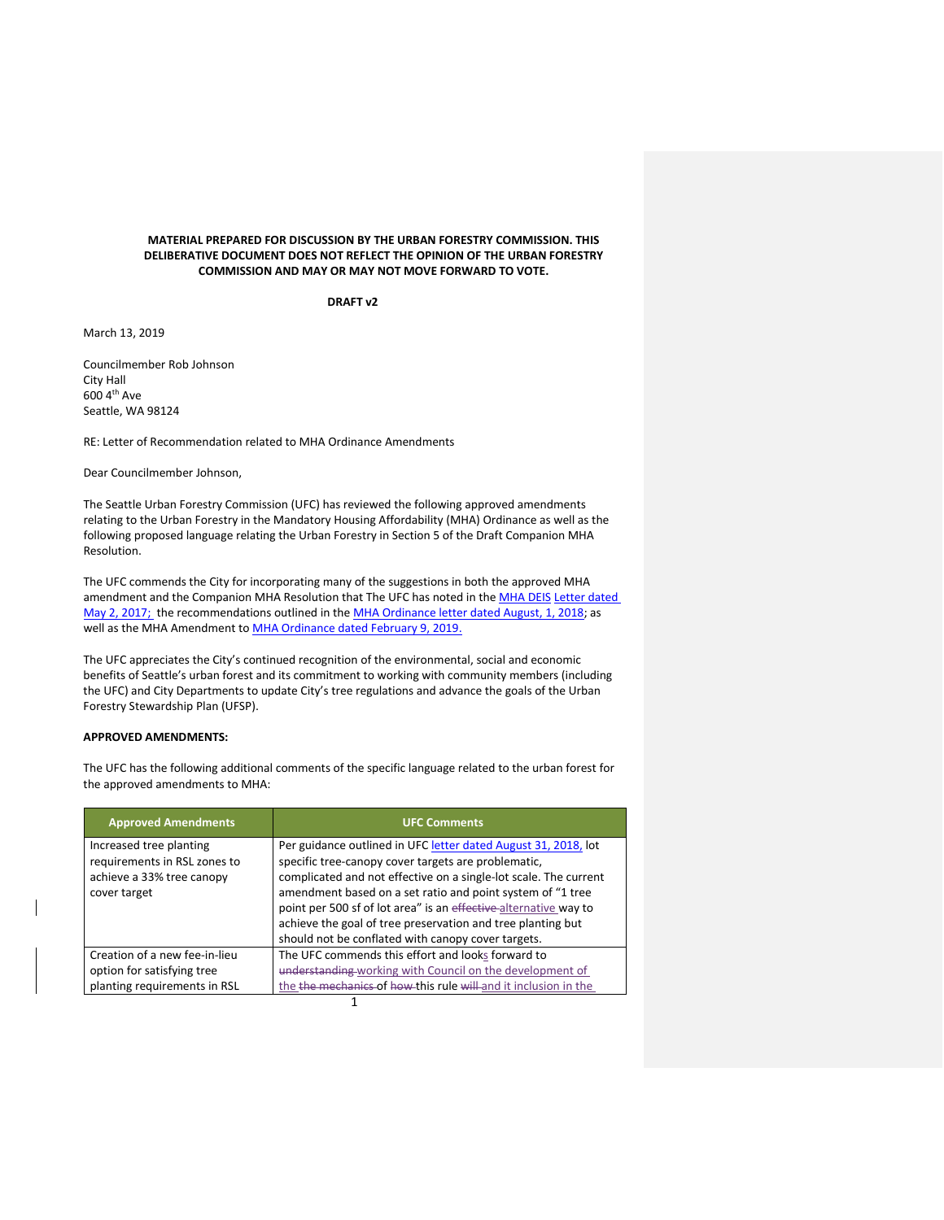**MATERIAL PREPARED FOR DISCUSSION BY THE URBAN FORESTRY COMMISSION. THIS DELIBERATIVE DOCUMENT DOES NOT REFLECT THE OPINION OF THE URBAN FORESTRY COMMISSION AND MAY OR MAY NOT MOVE FORWARD TO VOTE.**

**DRAFT v2**

March 13, 2019

Councilmember Rob Johnson
City Hall
600 4th Ave
Seattle, WA 98124

RE: Letter of Recommendation related to MHA Ordinance Amendments

Dear Councilmember Johnson,

The Seattle Urban Forestry Commission (UFC) has reviewed the following approved amendments relating to the Urban Forestry in the Mandatory Housing Affordability (MHA) Ordinance as well as the following proposed language relating the Urban Forestry in Section 5 of the Draft Companion MHA Resolution.

The UFC commends the City for incorporating many of the suggestions in both the approved MHA amendment and the Companion MHA Resolution that The UFC has noted in the MHA DEIS Letter dated May 2, 2017; the recommendations outlined in the MHA Ordinance letter dated August, 1, 2018; as well as the MHA Amendment to MHA Ordinance dated February 9, 2019.

The UFC appreciates the City's continued recognition of the environmental, social and economic benefits of Seattle's urban forest and its commitment to working with community members (including the UFC) and City Departments to update City's tree regulations and advance the goals of the Urban Forestry Stewardship Plan (UFSP).

**APPROVED AMENDMENTS:**

The UFC has the following additional comments of the specific language related to the urban forest for the approved amendments to MHA:

| Approved Amendments | UFC Comments |
|---|---|
| Increased tree planting requirements in RSL zones to achieve a 33% tree canopy cover target | Per guidance outlined in UFC letter dated August 31, 2018, lot specific tree-canopy cover targets are problematic, complicated and not effective on a single-lot scale. The current amendment based on a set ratio and point system of "1 tree point per 500 sf of lot area" is an ~~effective~~ alternative way to achieve the goal of tree preservation and tree planting but should not be conflated with canopy cover targets. |
| Creation of a new fee-in-lieu option for satisfying tree planting requirements in RSL | The UFC commends this effort and looks forward to ~~understanding~~ working with Council on the development of the ~~the mechanics~~ of ~~how~~ this rule ~~will~~ and it inclusion in the |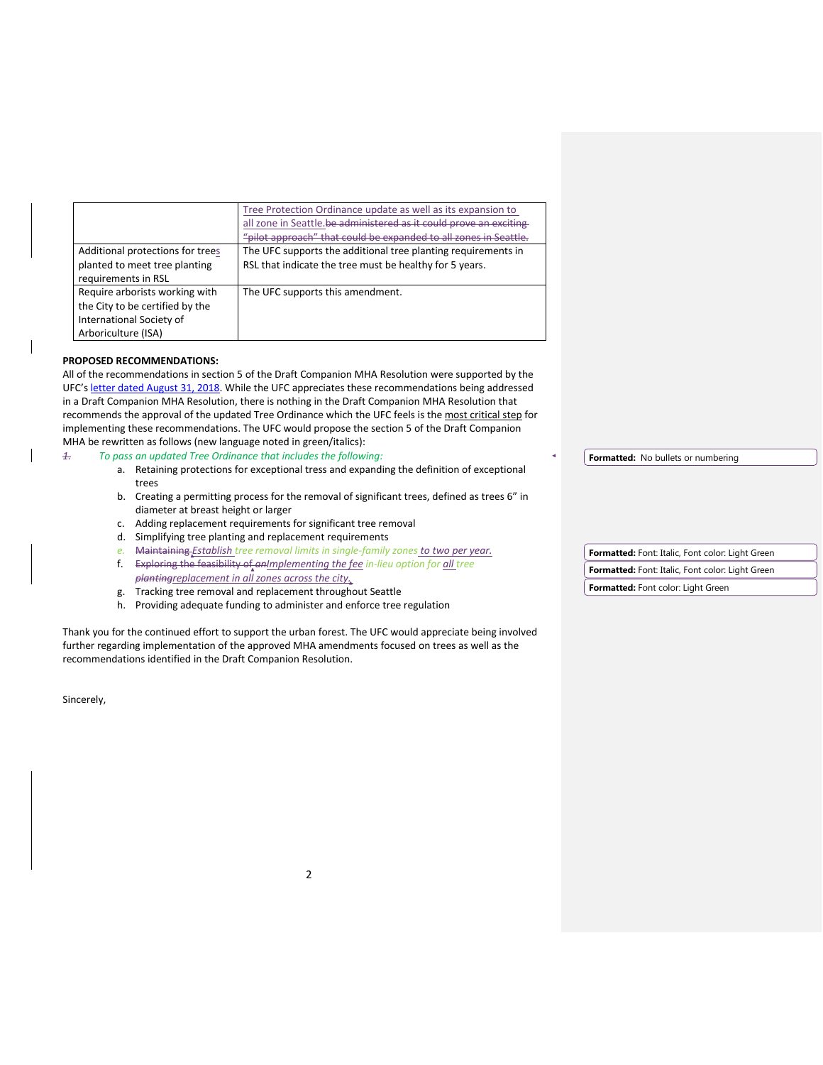| | |
|---|---|
| | Tree Protection Ordinance update as well as its expansion to all zone in Seattle.~~be administered as it could prove an exciting "pilot approach" that could be expanded to all zones in Seattle.~~ |
| Additional protections for trees planted to meet tree planting requirements in RSL | The UFC supports the additional tree planting requirements in RSL that indicate the tree must be healthy for 5 years. |
| Require arborists working with the City to be certified by the International Society of Arboriculture (ISA) | The UFC supports this amendment. |

**PROPOSED RECOMMENDATIONS:**

All of the recommendations in section 5 of the Draft Companion MHA Resolution were supported by the UFC's letter dated August 31, 2018. While the UFC appreciates these recommendations being addressed in a Draft Companion MHA Resolution, there is nothing in the Draft Companion MHA Resolution that recommends the approval of the updated Tree Ordinance which the UFC feels is the most critical step for implementing these recommendations. The UFC would propose the section 5 of the Draft Companion MHA be rewritten as follows (new language noted in green/italics):

~~1.~~ *To pass an updated Tree Ordinance that includes the following:*

a. Retaining protections for exceptional tress and expanding the definition of exceptional trees
b. Creating a permitting process for the removal of significant trees, defined as trees 6" in diameter at breast height or larger
c. Adding replacement requirements for significant tree removal
d. Simplifying tree planting and replacement requirements
e. ~~Maintaining~~ *Establish tree removal limits in single-family zones to two per year.*
f. ~~Exploring the feasibility of an~~*Implementing the fee in-lieu option for all tree* ~~planting~~*replacement in all zones across the city*.
g. Tracking tree removal and replacement throughout Seattle
h. Providing adequate funding to administer and enforce tree regulation

Thank you for the continued effort to support the urban forest. The UFC would appreciate being involved further regarding implementation of the approved MHA amendments focused on trees as well as the recommendations identified in the Draft Companion Resolution.

Sincerely,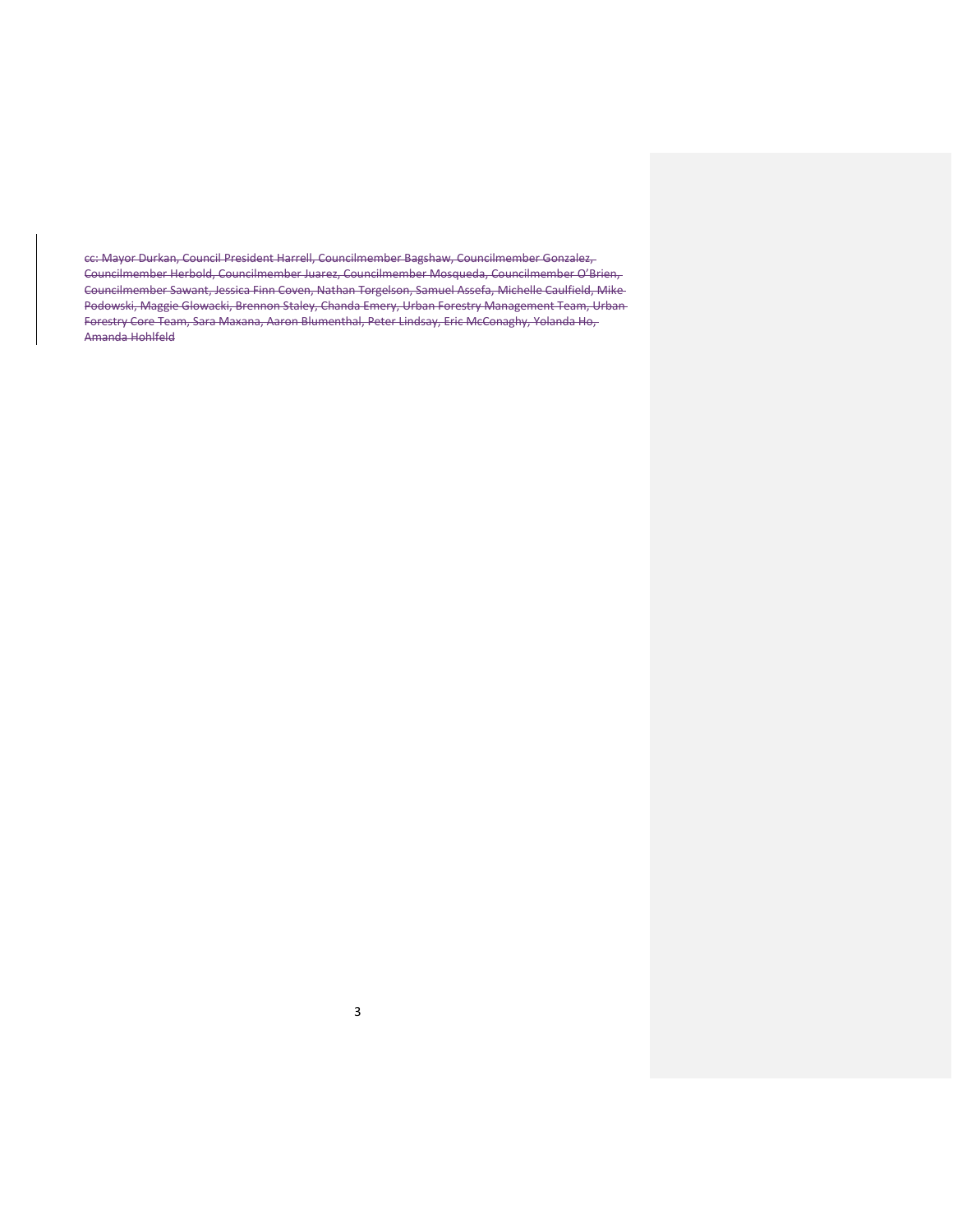~~cc: Mayor Durkan, Council President Harrell, Councilmember Bagshaw, Councilmember Gonzalez, Councilmember Herbold, Councilmember Juarez, Councilmember Mosqueda, Councilmember O'Brien, Councilmember Sawant, Jessica Finn Coven, Nathan Torgelson, Samuel Assefa, Michelle Caulfield, Mike Podowski, Maggie Glowacki, Brennon Staley, Chanda Emery, Urban Forestry Management Team, Urban Forestry Core Team, Sara Maxana, Aaron Blumenthal, Peter Lindsay, Eric McConaghy, Yolanda Ho, Amanda Hohlfeld~~